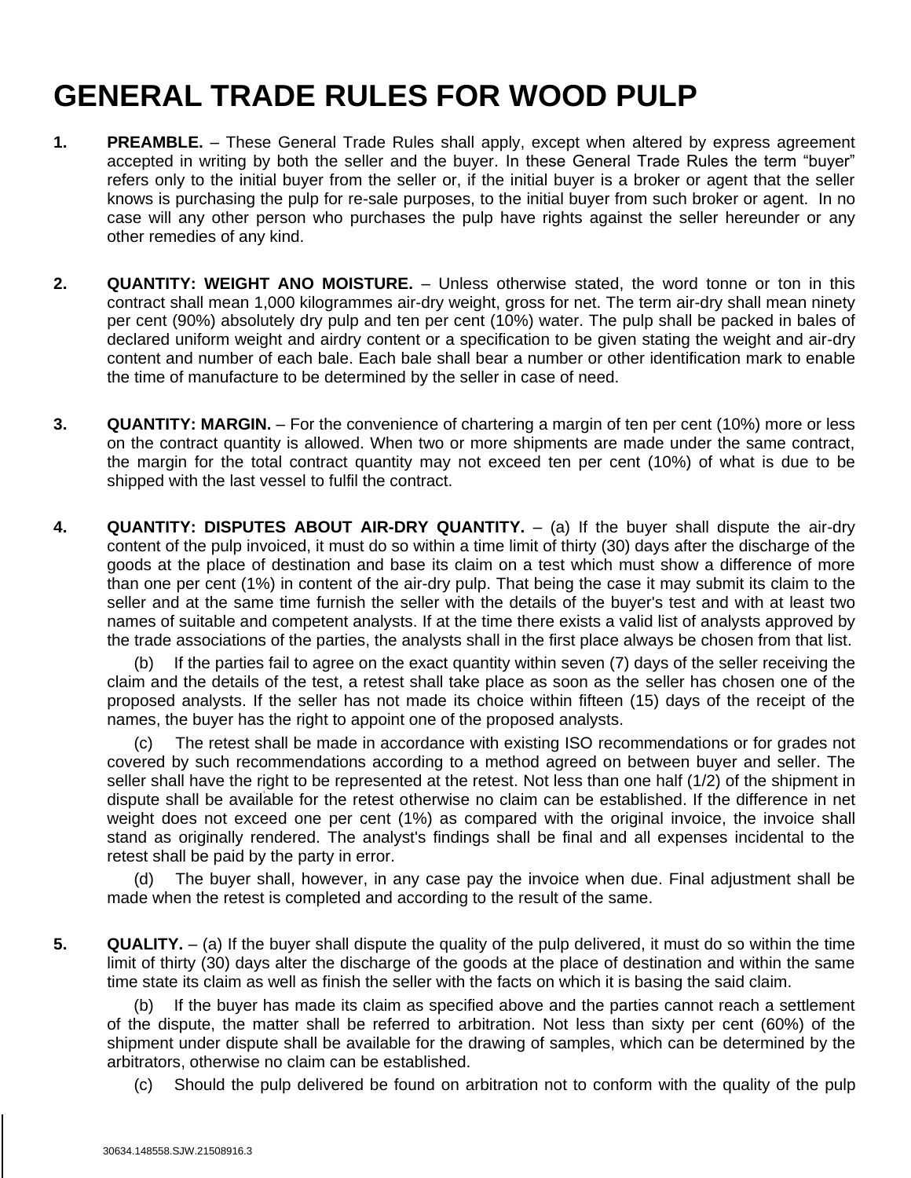# GENERAL TRADE RULES FOR WOOD PULP

1. **PREAMBLE.** – These General Trade Rules shall apply, except when altered by express agreement accepted in writing by both the seller and the buyer. In these General Trade Rules the term "buyer" refers only to the initial buyer from the seller or, if the initial buyer is a broker or agent that the seller knows is purchasing the pulp for re-sale purposes, to the initial buyer from such broker or agent. In no case will any other person who purchases the pulp have rights against the seller hereunder or any other remedies of any kind.

2. **QUANTITY: WEIGHT ANO MOISTURE.** – Unless otherwise stated, the word tonne or ton in this contract shall mean 1,000 kilogrammes air-dry weight, gross for net. The term air-dry shall mean ninety per cent (90%) absolutely dry pulp and ten per cent (10%) water. The pulp shall be packed in bales of declared uniform weight and airdry content or a specification to be given stating the weight and air-dry content and number of each bale. Each bale shall bear a number or other identification mark to enable the time of manufacture to be determined by the seller in case of need.

3. **QUANTITY: MARGIN.** – For the convenience of chartering a margin of ten per cent (10%) more or less on the contract quantity is allowed. When two or more shipments are made under the same contract, the margin for the total contract quantity may not exceed ten per cent (10%) of what is due to be shipped with the last vessel to fulfil the contract.

4. **QUANTITY: DISPUTES ABOUT AIR-DRY QUANTITY.** – (a) If the buyer shall dispute the air-dry content of the pulp invoiced, it must do so within a time limit of thirty (30) days after the discharge of the goods at the place of destination and base its claim on a test which must show a difference of more than one per cent (1%) in content of the air-dry pulp. That being the case it may submit its claim to the seller and at the same time furnish the seller with the details of the buyer's test and with at least two names of suitable and competent analysts. If at the time there exists a valid list of analysts approved by the trade associations of the parties, the analysts shall in the first place always be chosen from that list.

   (b) If the parties fail to agree on the exact quantity within seven (7) days of the seller receiving the claim and the details of the test, a retest shall take place as soon as the seller has chosen one of the proposed analysts. If the seller has not made its choice within fifteen (15) days of the receipt of the names, the buyer has the right to appoint one of the proposed analysts.

   (c) The retest shall be made in accordance with existing ISO recommendations or for grades not covered by such recommendations according to a method agreed on between buyer and seller. The seller shall have the right to be represented at the retest. Not less than one half (1/2) of the shipment in dispute shall be available for the retest otherwise no claim can be established. If the difference in net weight does not exceed one per cent (1%) as compared with the original invoice, the invoice shall stand as originally rendered. The analyst's findings shall be final and all expenses incidental to the retest shall be paid by the party in error.

   (d) The buyer shall, however, in any case pay the invoice when due. Final adjustment shall be made when the retest is completed and according to the result of the same.

5. **QUALITY.** – (a) If the buyer shall dispute the quality of the pulp delivered, it must do so within the time limit of thirty (30) days alter the discharge of the goods at the place of destination and within the same time state its claim as well as finish the seller with the facts on which it is basing the said claim.

   (b) If the buyer has made its claim as specified above and the parties cannot reach a settlement of the dispute, the matter shall be referred to arbitration. Not less than sixty per cent (60%) of the shipment under dispute shall be available for the drawing of samples, which can be determined by the arbitrators, otherwise no claim can be established.

   (c) Should the pulp delivered be found on arbitration not to conform with the quality of the pulp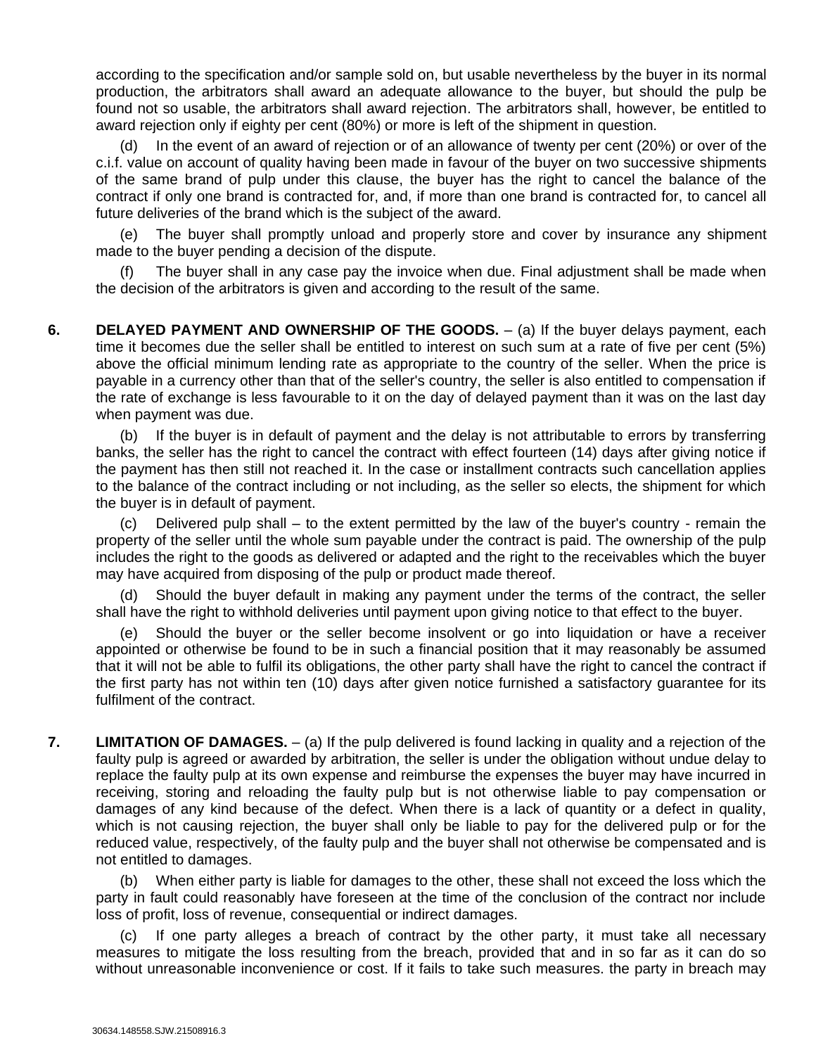according to the specification and/or sample sold on, but usable nevertheless by the buyer in its normal production, the arbitrators shall award an adequate allowance to the buyer, but should the pulp be found not so usable, the arbitrators shall award rejection. The arbitrators shall, however, be entitled to award rejection only if eighty per cent (80%) or more is left of the shipment in question.

(d) In the event of an award of rejection or of an allowance of twenty per cent (20%) or over of the c.i.f. value on account of quality having been made in favour of the buyer on two successive shipments of the same brand of pulp under this clause, the buyer has the right to cancel the balance of the contract if only one brand is contracted for, and, if more than one brand is contracted for, to cancel all future deliveries of the brand which is the subject of the award.

(e) The buyer shall promptly unload and properly store and cover by insurance any shipment made to the buyer pending a decision of the dispute.

(f) The buyer shall in any case pay the invoice when due. Final adjustment shall be made when the decision of the arbitrators is given and according to the result of the same.

**6. DELAYED PAYMENT AND OWNERSHIP OF THE GOODS.** – (a) If the buyer delays payment, each time it becomes due the seller shall be entitled to interest on such sum at a rate of five per cent (5%) above the official minimum lending rate as appropriate to the country of the seller. When the price is payable in a currency other than that of the seller's country, the seller is also entitled to compensation if the rate of exchange is less favourable to it on the day of delayed payment than it was on the last day when payment was due.

(b) If the buyer is in default of payment and the delay is not attributable to errors by transferring banks, the seller has the right to cancel the contract with effect fourteen (14) days after giving notice if the payment has then still not reached it. In the case or installment contracts such cancellation applies to the balance of the contract including or not including, as the seller so elects, the shipment for which the buyer is in default of payment.

(c) Delivered pulp shall – to the extent permitted by the law of the buyer's country - remain the property of the seller until the whole sum payable under the contract is paid. The ownership of the pulp includes the right to the goods as delivered or adapted and the right to the receivables which the buyer may have acquired from disposing of the pulp or product made thereof.

(d) Should the buyer default in making any payment under the terms of the contract, the seller shall have the right to withhold deliveries until payment upon giving notice to that effect to the buyer.

(e) Should the buyer or the seller become insolvent or go into liquidation or have a receiver appointed or otherwise be found to be in such a financial position that it may reasonably be assumed that it will not be able to fulfil its obligations, the other party shall have the right to cancel the contract if the first party has not within ten (10) days after given notice furnished a satisfactory guarantee for its fulfilment of the contract.

**7. LIMITATION OF DAMAGES.** – (a) If the pulp delivered is found lacking in quality and a rejection of the faulty pulp is agreed or awarded by arbitration, the seller is under the obligation without undue delay to replace the faulty pulp at its own expense and reimburse the expenses the buyer may have incurred in receiving, storing and reloading the faulty pulp but is not otherwise liable to pay compensation or damages of any kind because of the defect. When there is a lack of quantity or a defect in quality, which is not causing rejection, the buyer shall only be liable to pay for the delivered pulp or for the reduced value, respectively, of the faulty pulp and the buyer shall not otherwise be compensated and is not entitled to damages.

(b) When either party is liable for damages to the other, these shall not exceed the loss which the party in fault could reasonably have foreseen at the time of the conclusion of the contract nor include loss of profit, loss of revenue, consequential or indirect damages.

(c) If one party alleges a breach of contract by the other party, it must take all necessary measures to mitigate the loss resulting from the breach, provided that and in so far as it can do so without unreasonable inconvenience or cost. If it fails to take such measures. the party in breach may

30634.148558.SJW.21508916.3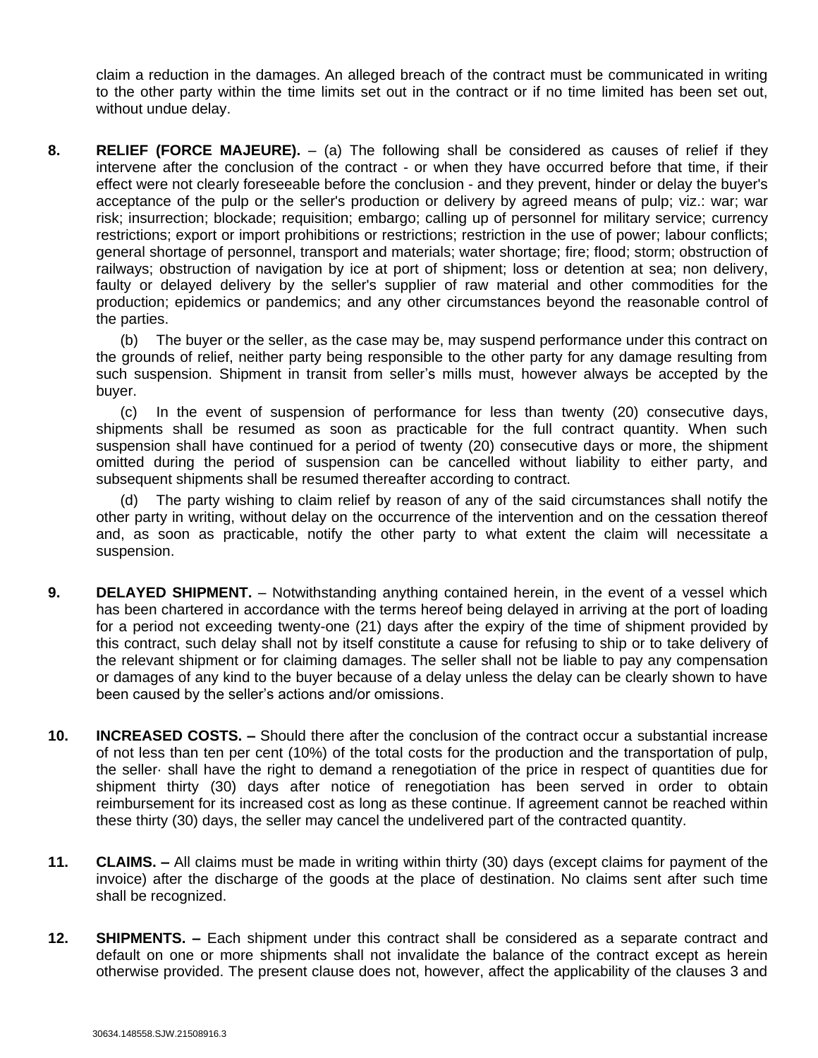claim a reduction in the damages. An alleged breach of the contract must be communicated in writing to the other party within the time limits set out in the contract or if no time limited has been set out, without undue delay.

**8. RELIEF (FORCE MAJEURE).** – (a) The following shall be considered as causes of relief if they intervene after the conclusion of the contract - or when they have occurred before that time, if their effect were not clearly foreseeable before the conclusion - and they prevent, hinder or delay the buyer's acceptance of the pulp or the seller's production or delivery by agreed means of pulp; viz.: war; war risk; insurrection; blockade; requisition; embargo; calling up of personnel for military service: currency restrictions; export or import prohibitions or restrictions; restriction in the use of power; labour conflicts; general shortage of personnel, transport and materials; water shortage; fire; flood; storm; obstruction of railways; obstruction of navigation by ice at port of shipment; loss or detention at sea; non delivery, faulty or delayed delivery by the seller's supplier of raw material and other commodities for the production; epidemics or pandemics; and any other circumstances beyond the reasonable control of the parties.

(b) The buyer or the seller, as the case may be, may suspend performance under this contract on the grounds of relief, neither party being responsible to the other party for any damage resulting from such suspension. Shipment in transit from seller's mills must, however always be accepted by the buyer.

(c) In the event of suspension of performance for less than twenty (20) consecutive days, shipments shall be resumed as soon as practicable for the full contract quantity. When such suspension shall have continued for a period of twenty (20) consecutive days or more, the shipment omitted during the period of suspension can be cancelled without liability to either party, and subsequent shipments shall be resumed thereafter according to contract.

(d) The party wishing to claim relief by reason of any of the said circumstances shall notify the other party in writing, without delay on the occurrence of the intervention and on the cessation thereof and, as soon as practicable, notify the other party to what extent the claim will necessitate a suspension.

**9. DELAYED SHIPMENT.** – Notwithstanding anything contained herein, in the event of a vessel which has been chartered in accordance with the terms hereof being delayed in arriving at the port of loading for a period not exceeding twenty-one (21) days after the expiry of the time of shipment provided by this contract, such delay shall not by itself constitute a cause for refusing to ship or to take delivery of the relevant shipment or for claiming damages. The seller shall not be liable to pay any compensation or damages of any kind to the buyer because of a delay unless the delay can be clearly shown to have been caused by the seller's actions and/or omissions.

**10. INCREASED COSTS. –** Should there after the conclusion of the contract occur a substantial increase of not less than ten per cent (10%) of the total costs for the production and the transportation of pulp, the seller· shall have the right to demand a renegotiation of the price in respect of quantities due for shipment thirty (30) days after notice of renegotiation has been served in order to obtain reimbursement for its increased cost as long as these continue. If agreement cannot be reached within these thirty (30) days, the seller may cancel the undelivered part of the contracted quantity.

**11. CLAIMS. –** All claims must be made in writing within thirty (30) days (except claims for payment of the invoice) after the discharge of the goods at the place of destination. No claims sent after such time shall be recognized.

**12. SHIPMENTS. –** Each shipment under this contract shall be considered as a separate contract and default on one or more shipments shall not invalidate the balance of the contract except as herein otherwise provided. The present clause does not, however, affect the applicability of the clauses 3 and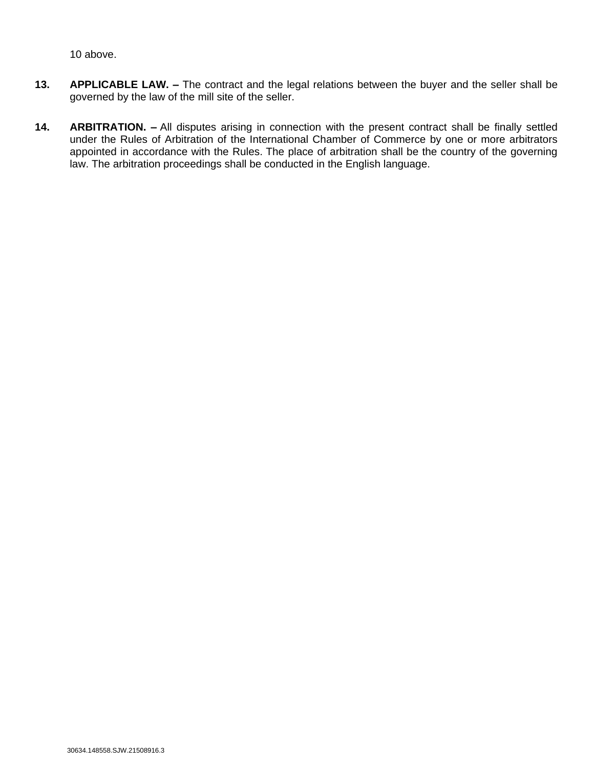10 above.

13. **APPLICABLE LAW. –** The contract and the legal relations between the buyer and the seller shall be governed by the law of the mill site of the seller.

14. **ARBITRATION. –** All disputes arising in connection with the present contract shall be finally settled under the Rules of Arbitration of the International Chamber of Commerce by one or more arbitrators appointed in accordance with the Rules. The place of arbitration shall be the country of the governing law. The arbitration proceedings shall be conducted in the English language.